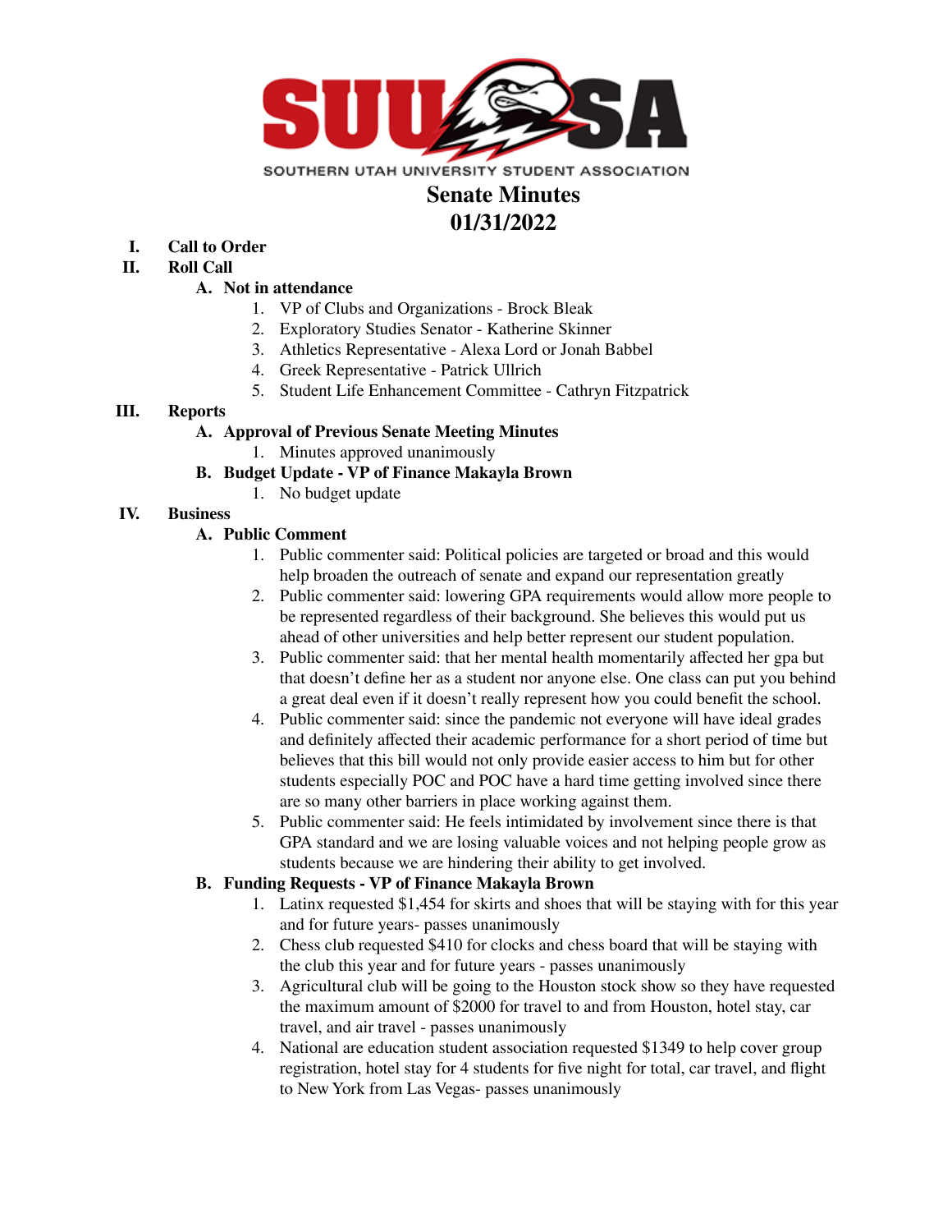SOUTHERN UTAH UNIVERSITY STUDENT ASSOCIATION

# Senate Minutes
# 01/31/2022

I. **Call to Order**

II. **Roll Call**

  A. **Not in attendance**

   1. VP of Clubs and Organizations - Brock Bleak
   2. Exploratory Studies Senator - Katherine Skinner
   3. Athletics Representative - Alexa Lord or Jonah Babbel
   4. Greek Representative - Patrick Ullrich
   5. Student Life Enhancement Committee - Cathryn Fitzpatrick

III. **Reports**

  A. **Approval of Previous Senate Meeting Minutes**

   1. Minutes approved unanimously

  B. **Budget Update - VP of Finance Makayla Brown**

   1. No budget update

IV. **Business**

  A. **Public Comment**

   1. Public commenter said: Political policies are targeted or broad and this would help broaden the outreach of senate and expand our representation greatly
   2. Public commenter said: lowering GPA requirements would allow more people to be represented regardless of their background. She believes this would put us ahead of other universities and help better represent our student population.
   3. Public commenter said: that her mental health momentarily affected her gpa but that doesn't define her as a student nor anyone else. One class can put you behind a great deal even if it doesn't really represent how you could benefit the school.
   4. Public commenter said: since the pandemic not everyone will have ideal grades and definitely affected their academic performance for a short period of time but believes that this bill would not only provide easier access to him but for other students especially POC and POC have a hard time getting involved since there are so many other barriers in place working against them.
   5. Public commenter said: He feels intimidated by involvement since there is that GPA standard and we are losing valuable voices and not helping people grow as students because we are hindering their ability to get involved.

  B. **Funding Requests - VP of Finance Makayla Brown**

   1. Latinx requested $1,454 for skirts and shoes that will be staying with for this year and for future years- passes unanimously
   2. Chess club requested $410 for clocks and chess board that will be staying with the club this year and for future years - passes unanimously
   3. Agricultural club will be going to the Houston stock show so they have requested the maximum amount of $2000 for travel to and from Houston, hotel stay, car travel, and air travel - passes unanimously
   4. National are education student association requested $1349 to help cover group registration, hotel stay for 4 students for five night for total, car travel, and flight to New York from Las Vegas- passes unanimously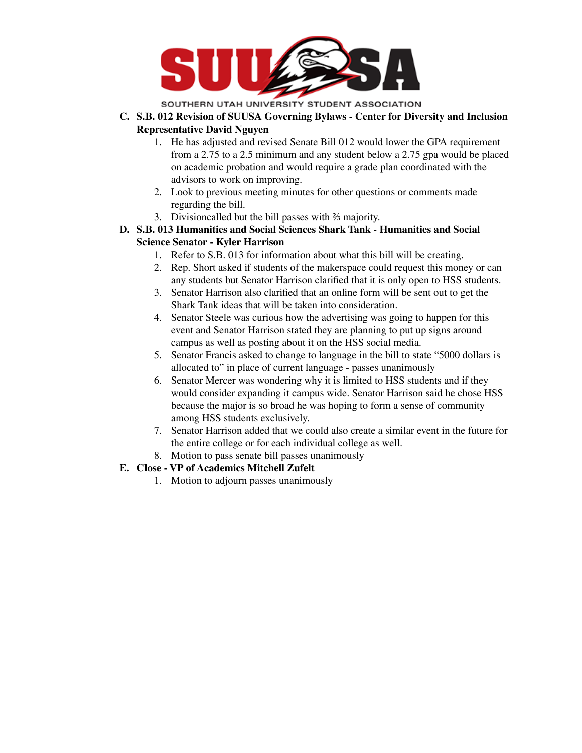**C. S.B. 012 Revision of SUUSA Governing Bylaws - Center for Diversity and Inclusion Representative David Nguyen**

1. He has adjusted and revised Senate Bill 012 would lower the GPA requirement from a 2.75 to a 2.5 minimum and any student below a 2.75 gpa would be placed on academic probation and would require a grade plan coordinated with the advisors to work on improving.
2. Look to previous meeting minutes for other questions or comments made regarding the bill.
3. Divisioncalled but the bill passes with ⅔ majority.

**D. S.B. 013 Humanities and Social Sciences Shark Tank - Humanities and Social Science Senator - Kyler Harrison**

1. Refer to S.B. 013 for information about what this bill will be creating.
2. Rep. Short asked if students of the makerspace could request this money or can any students but Senator Harrison clarified that it is only open to HSS students.
3. Senator Harrison also clarified that an online form will be sent out to get the Shark Tank ideas that will be taken into consideration.
4. Senator Steele was curious how the advertising was going to happen for this event and Senator Harrison stated they are planning to put up signs around campus as well as posting about it on the HSS social media.
5. Senator Francis asked to change to language in the bill to state "5000 dollars is allocated to" in place of current language - passes unanimously
6. Senator Mercer was wondering why it is limited to HSS students and if they would consider expanding it campus wide. Senator Harrison said he chose HSS because the major is so broad he was hoping to form a sense of community among HSS students exclusively.
7. Senator Harrison added that we could also create a similar event in the future for the entire college or for each individual college as well.
8. Motion to pass senate bill passes unanimously

**E. Close - VP of Academics Mitchell Zufelt**

1. Motion to adjourn passes unanimously